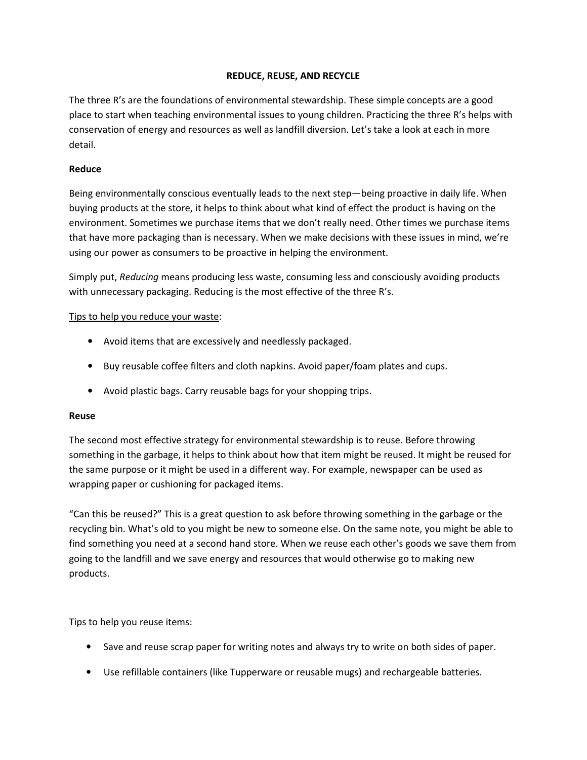# REDUCE, REUSE, AND RECYCLE

The three R's are the foundations of environmental stewardship. These simple concepts are a good place to start when teaching environmental issues to young children. Practicing the three R's helps with conservation of energy and resources as well as landfill diversion. Let's take a look at each in more detail.

## Reduce

Being environmentally conscious eventually leads to the next step—being proactive in daily life. When buying products at the store, it helps to think about what kind of effect the product is having on the environment. Sometimes we purchase items that we don't really need. Other times we purchase items that have more packaging than is necessary. When we make decisions with these issues in mind, we're using our power as consumers to be proactive in helping the environment.

Simply put, *Reducing* means producing less waste, consuming less and consciously avoiding products with unnecessary packaging. Reducing is the most effective of the three R's.

<u>Tips to help you reduce your waste</u>:

- Avoid items that are excessively and needlessly packaged.
- Buy reusable coffee filters and cloth napkins. Avoid paper/foam plates and cups.
- Avoid plastic bags. Carry reusable bags for your shopping trips.

## Reuse

The second most effective strategy for environmental stewardship is to reuse. Before throwing something in the garbage, it helps to think about how that item might be reused. It might be reused for the same purpose or it might be used in a different way. For example, newspaper can be used as wrapping paper or cushioning for packaged items.

"Can this be reused?" This is a great question to ask before throwing something in the garbage or the recycling bin. What's old to you might be new to someone else. On the same note, you might be able to find something you need at a second hand store. When we reuse each other's goods we save them from going to the landfill and we save energy and resources that would otherwise go to making new products.

<u>Tips to help you reuse items</u>:

- Save and reuse scrap paper for writing notes and always try to write on both sides of paper.
- Use refillable containers (like Tupperware or reusable mugs) and rechargeable batteries.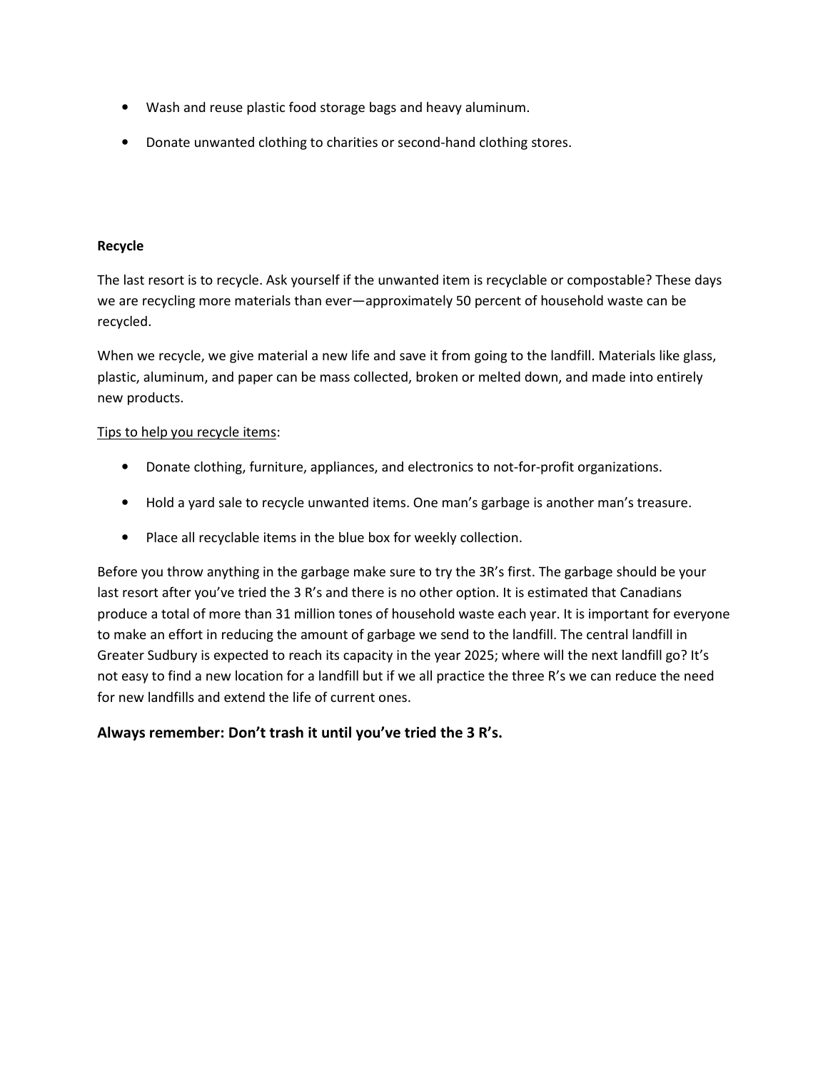- Wash and reuse plastic food storage bags and heavy aluminum.
- Donate unwanted clothing to charities or second-hand clothing stores.

**Recycle**

The last resort is to recycle. Ask yourself if the unwanted item is recyclable or compostable? These days we are recycling more materials than ever—approximately 50 percent of household waste can be recycled.

When we recycle, we give material a new life and save it from going to the landfill. Materials like glass, plastic, aluminum, and paper can be mass collected, broken or melted down, and made into entirely new products.

<u>Tips to help you recycle items</u>:

- Donate clothing, furniture, appliances, and electronics to not-for-profit organizations.
- Hold a yard sale to recycle unwanted items. One man's garbage is another man's treasure.
- Place all recyclable items in the blue box for weekly collection.

Before you throw anything in the garbage make sure to try the 3R's first. The garbage should be your last resort after you've tried the 3 R's and there is no other option. It is estimated that Canadians produce a total of more than 31 million tones of household waste each year. It is important for everyone to make an effort in reducing the amount of garbage we send to the landfill. The central landfill in Greater Sudbury is expected to reach its capacity in the year 2025; where will the next landfill go? It's not easy to find a new location for a landfill but if we all practice the three R's we can reduce the need for new landfills and extend the life of current ones.

**Always remember: Don't trash it until you've tried the 3 R's.**